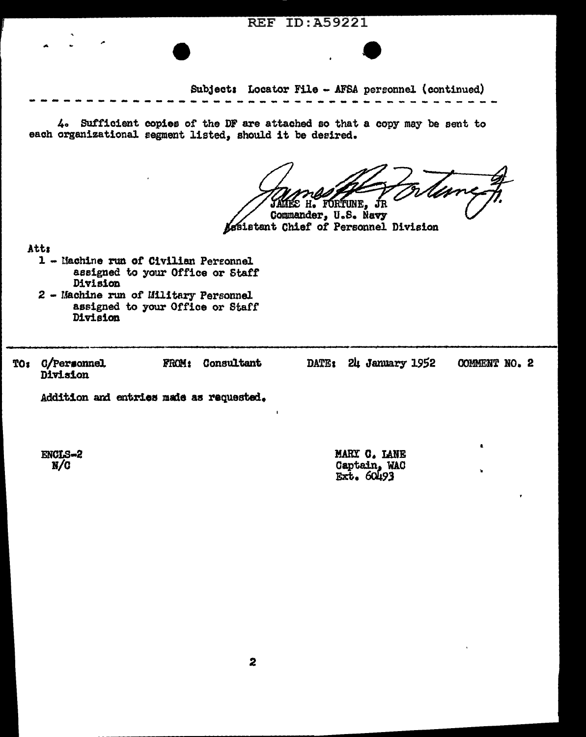REF ID:A59221

Subject: Locator File - AFSA personnel (continued)

---

4. Sufficient copies of the DF are attached so that a copy may be sent to each organizational segment listed, should it be desired.

JAMES H. FORTUNE, JR
Commander, U.S. Navy
Assistant Chief of Personnel Division

Att:
1 - Machine run of Civilian Personnel assigned to your Office or Staff Division
2 - Machine run of Military Personnel assigned to your Office or Staff Division

---

TO: C/Personnel Division FROM: Consultant DATE: 24 January 1952 COMMENT NO. 2

Addition and entries made as requested.

ENCLS-2
N/C

MARY C. LANE
Captain, WAC
Ext. 60493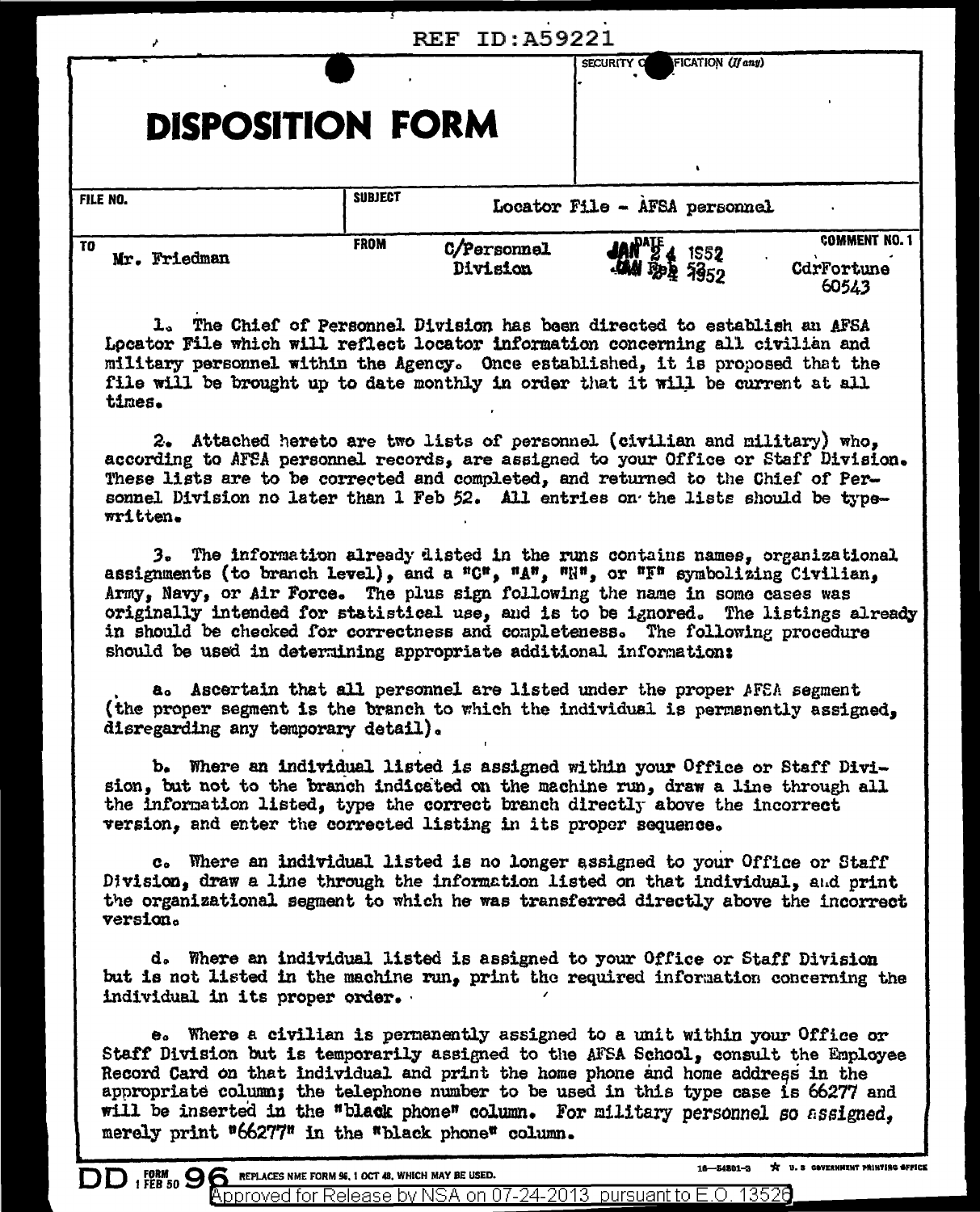REF ID:A59221

SECURITY CLASSIFICATION *(If any)*

# DISPOSITION FORM

| FILE NO. | SUBJECT | Locator File - AFSA personnel | | |
|---|---|---|---|---|
| TO Mr. Friedman | FROM | C/Personnel Division | DATE JAN 24 1952 | COMMENT NO. 1 CdrFortune 60543 |

1. The Chief of Personnel Division has been directed to establish an AFSA Locator File which will reflect locator information concerning all civilian and military personnel within the Agency. Once established, it is proposed that the file will be brought up to date monthly in order that it will be current at all times.

2. Attached hereto are two lists of personnel (civilian and military) who, according to AFSA personnel records, are assigned to your Office or Staff Division. These lists are to be corrected and completed, and returned to the Chief of Personnel Division no later than 1 Feb 52. All entries on the lists should be typewritten.

3. The information already listed in the runs contains names, organizational assignments (to branch level), and a "C", "A", "N", or "F" symbolizing Civilian, Army, Navy, or Air Force. The plus sign following the name in some cases was originally intended for statistical use, and is to be ignored. The listings already in should be checked for correctness and completeness. The following procedure should be used in determining appropriate additional information:

a. Ascertain that all personnel are listed under the proper AFSA segment (the proper segment is the branch to which the individual is permanently assigned, disregarding any temporary detail).

b. Where an individual listed is assigned within your Office or Staff Division, but not to the branch indicated on the machine run, draw a line through all the information listed, type the correct branch directly above the incorrect version, and enter the corrected listing in its proper sequence.

c. Where an individual listed is no longer assigned to your Office or Staff Division, draw a line through the information listed on that individual, and print the organizational segment to which he was transferred directly above the incorrect version.

d. Where an individual listed is assigned to your Office or Staff Division but is not listed in the machine run, print the required information concerning the individual in its proper order.

e. Where a civilian is permanently assigned to a unit within your Office or Staff Division but is temporarily assigned to the AFSA School, consult the Employee Record Card on that individual and print the home phone and home address in the appropriate column; the telephone number to be used in this type case is 66277 and will be inserted in the "black phone" column. For military personnel so assigned, merely print "66277" in the "black phone" column.

DD FORM 1 FEB 50 96 REPLACES NME FORM 96, 1 OCT 48, WHICH MAY BE USED.

Approved for Release by NSA on 07-24-2013 pursuant to E.O. 13526